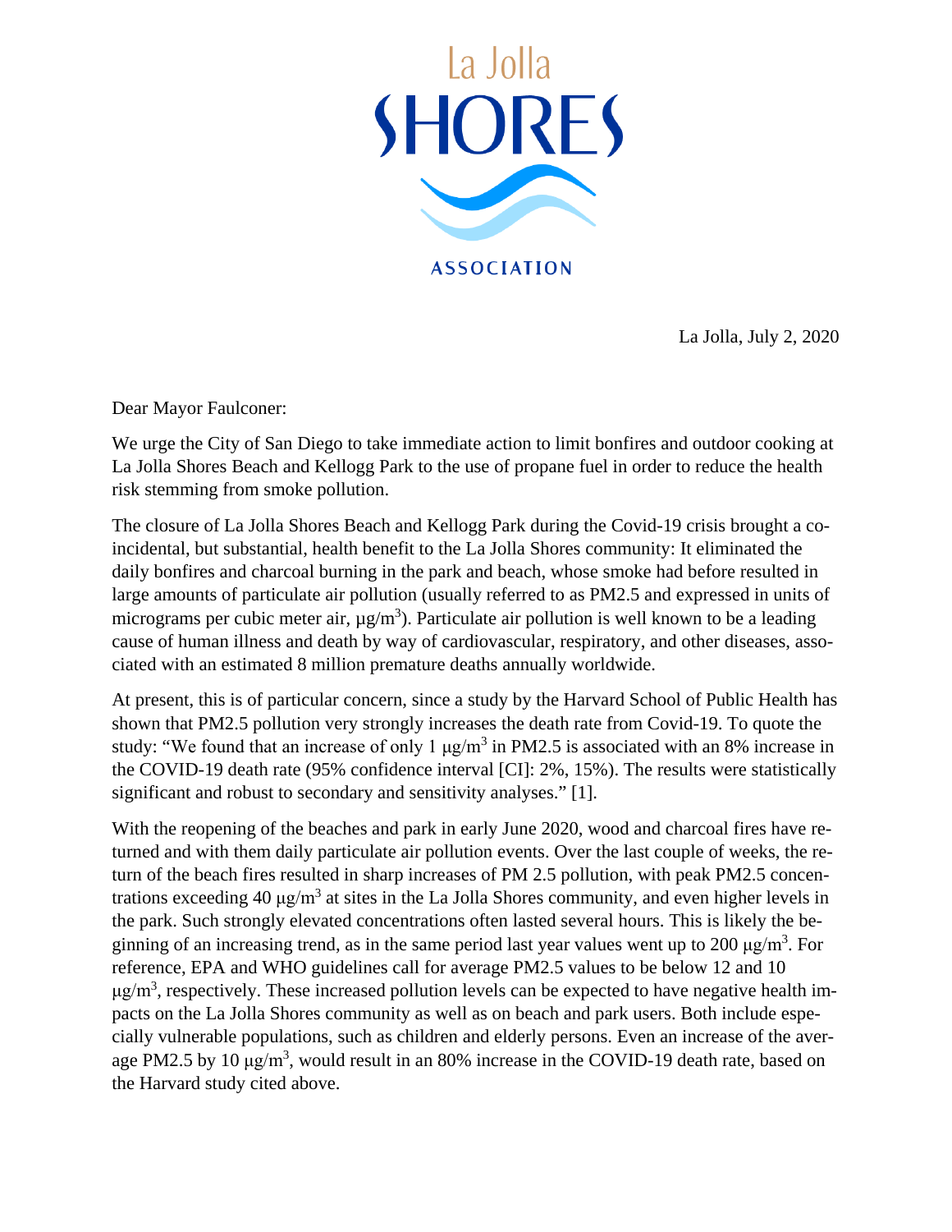La Jolla

SHORES

ASSOCIATION

La Jolla, July 2, 2020

Dear Mayor Faulconer:

We urge the City of San Diego to take immediate action to limit bonfires and outdoor cooking at La Jolla Shores Beach and Kellogg Park to the use of propane fuel in order to reduce the health risk stemming from smoke pollution.

The closure of La Jolla Shores Beach and Kellogg Park during the Covid-19 crisis brought a coincidental, but substantial, health benefit to the La Jolla Shores community: It eliminated the daily bonfires and charcoal burning in the park and beach, whose smoke had before resulted in large amounts of particulate air pollution (usually referred to as PM2.5 and expressed in units of micrograms per cubic meter air, $\mu g/m^3$). Particulate air pollution is well known to be a leading cause of human illness and death by way of cardiovascular, respiratory, and other diseases, associated with an estimated 8 million premature deaths annually worldwide.

At present, this is of particular concern, since a study by the Harvard School of Public Health has shown that PM2.5 pollution very strongly increases the death rate from Covid-19. To quote the study: "We found that an increase of only 1 $\mu g/m^3$ in PM2.5 is associated with an 8% increase in the COVID-19 death rate (95% confidence interval [CI]: 2%, 15%). The results were statistically significant and robust to secondary and sensitivity analyses." [1].

With the reopening of the beaches and park in early June 2020, wood and charcoal fires have returned and with them daily particulate air pollution events. Over the last couple of weeks, the return of the beach fires resulted in sharp increases of PM 2.5 pollution, with peak PM2.5 concentrations exceeding 40 $\mu g/m^3$ at sites in the La Jolla Shores community, and even higher levels in the park. Such strongly elevated concentrations often lasted several hours. This is likely the beginning of an increasing trend, as in the same period last year values went up to 200 $\mu g/m^3$. For reference, EPA and WHO guidelines call for average PM2.5 values to be below 12 and 10 $\mu g/m^3$, respectively. These increased pollution levels can be expected to have negative health impacts on the La Jolla Shores community as well as on beach and park users. Both include especially vulnerable populations, such as children and elderly persons. Even an increase of the average PM2.5 by 10 $\mu g/m^3$, would result in an 80% increase in the COVID-19 death rate, based on the Harvard study cited above.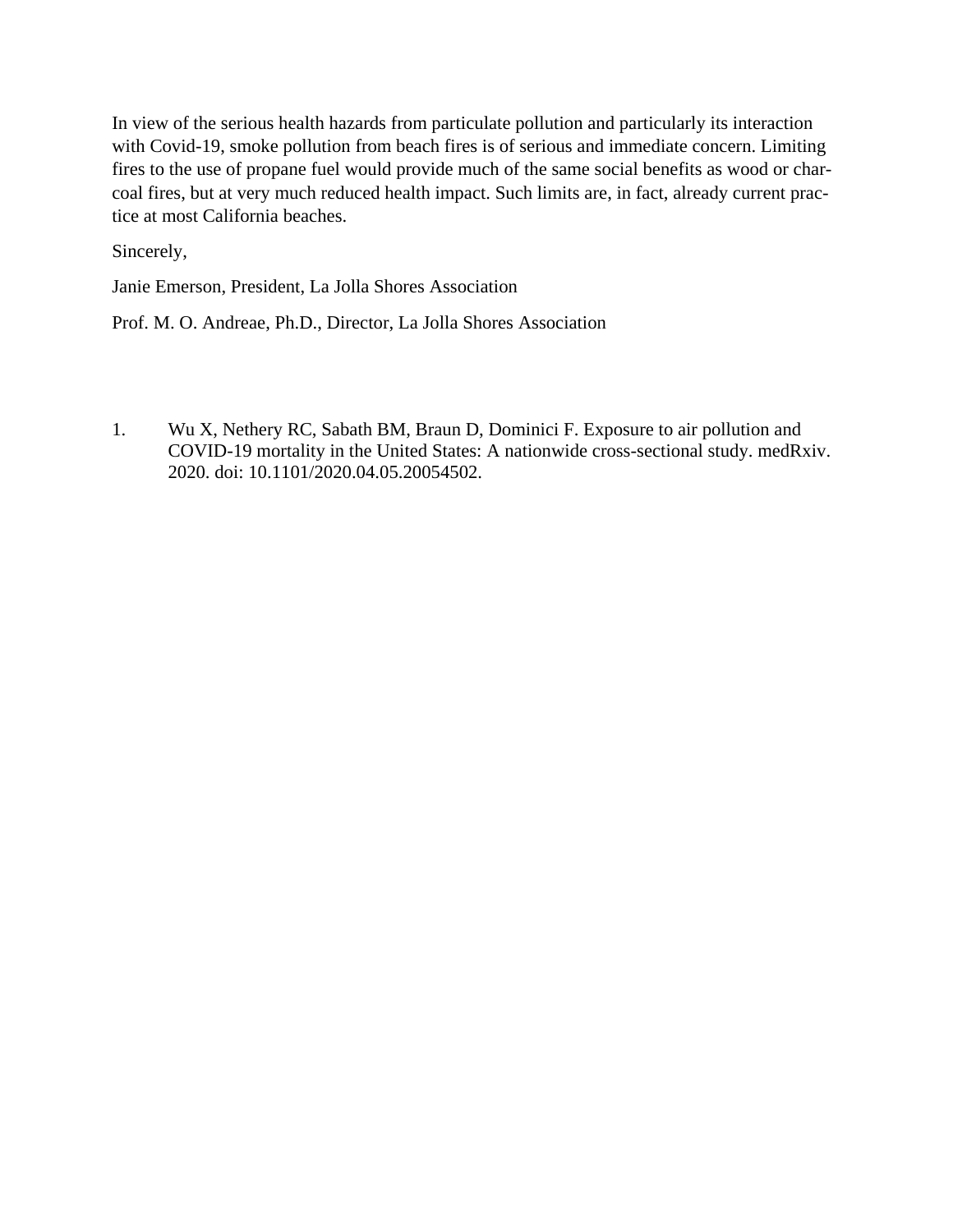In view of the serious health hazards from particulate pollution and particularly its interaction with Covid-19, smoke pollution from beach fires is of serious and immediate concern. Limiting fires to the use of propane fuel would provide much of the same social benefits as wood or charcoal fires, but at very much reduced health impact. Such limits are, in fact, already current practice at most California beaches.

Sincerely,

Janie Emerson, President, La Jolla Shores Association

Prof. M. O. Andreae, Ph.D., Director, La Jolla Shores Association

1. Wu X, Nethery RC, Sabath BM, Braun D, Dominici F. Exposure to air pollution and COVID-19 mortality in the United States: A nationwide cross-sectional study. medRxiv. 2020. doi: 10.1101/2020.04.05.20054502.